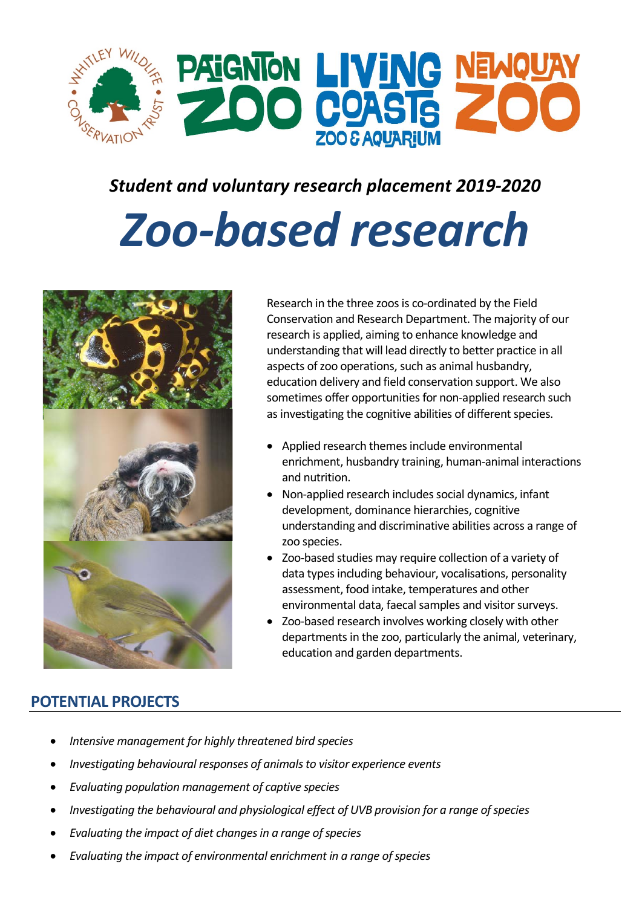*Student and voluntary research placement 2019-2020*

# *Zoo-based research*

Research in the three zoos is co-ordinated by the Field Conservation and Research Department. The majority of our research is applied, aiming to enhance knowledge and understanding that will lead directly to better practice in all aspects of zoo operations, such as animal husbandry, education delivery and field conservation support. We also sometimes offer opportunities for non-applied research such as investigating the cognitive abilities of different species.

- Applied research themes include environmental enrichment, husbandry training, human-animal interactions and nutrition.
- Non-applied research includes social dynamics, infant development, dominance hierarchies, cognitive understanding and discriminative abilities across a range of zoo species.
- Zoo-based studies may require collection of a variety of data types including behaviour, vocalisations, personality assessment, food intake, temperatures and other environmental data, faecal samples and visitor surveys.
- Zoo-based research involves working closely with other departments in the zoo, particularly the animal, veterinary, education and garden departments.

## POTENTIAL PROJECTS

- *Intensive management for highly threatened bird species*
- *Investigating behavioural responses of animals to visitor experience events*
- *Evaluating population management of captive species*
- *Investigating the behavioural and physiological effect of UVB provision for a range of species*
- *Evaluating the impact of diet changes in a range of species*
- *Evaluating the impact of environmental enrichment in a range of species*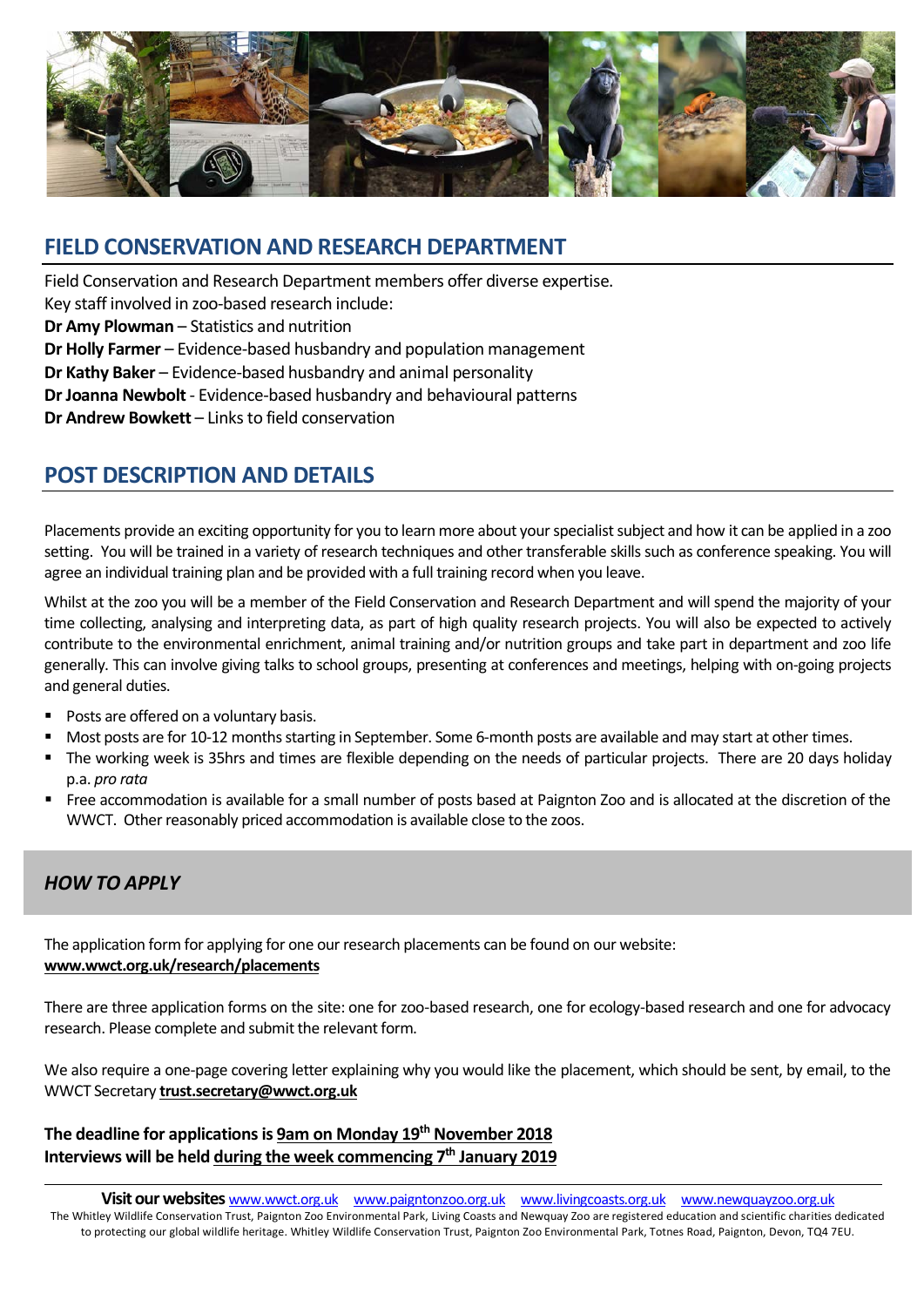## FIELD CONSERVATION AND RESEARCH DEPARTMENT

Field Conservation and Research Department members offer diverse expertise.
Key staff involved in zoo-based research include:
**Dr Amy Plowman** – Statistics and nutrition
**Dr Holly Farmer** – Evidence-based husbandry and population management
**Dr Kathy Baker** – Evidence-based husbandry and animal personality
**Dr Joanna Newbolt** - Evidence-based husbandry and behavioural patterns
**Dr Andrew Bowkett** – Links to field conservation

## POST DESCRIPTION AND DETAILS

Placements provide an exciting opportunity for you to learn more about your specialist subject and how it can be applied in a zoo setting. You will be trained in a variety of research techniques and other transferable skills such as conference speaking. You will agree an individual training plan and be provided with a full training record when you leave.

Whilst at the zoo you will be a member of the Field Conservation and Research Department and will spend the majority of your time collecting, analysing and interpreting data, as part of high quality research projects. You will also be expected to actively contribute to the environmental enrichment, animal training and/or nutrition groups and take part in department and zoo life generally. This can involve giving talks to school groups, presenting at conferences and meetings, helping with on-going projects and general duties.

- Posts are offered on a voluntary basis.
- Most posts are for 10-12 months starting in September. Some 6-month posts are available and may start at other times.
- The working week is 35hrs and times are flexible depending on the needs of particular projects. There are 20 days holiday p.a. *pro rata*
- Free accommodation is available for a small number of posts based at Paignton Zoo and is allocated at the discretion of the WWCT. Other reasonably priced accommodation is available close to the zoos.

## *HOW TO APPLY*

The application form for applying for one our research placements can be found on our website:
**www.wwct.org.uk/research/placements**

There are three application forms on the site: one for zoo-based research, one for ecology-based research and one for advocacy research. Please complete and submit the relevant form.

We also require a one-page covering letter explaining why you would like the placement, which should be sent, by email, to the WWCT Secretary **trust.secretary@wwct.org.uk**

**The deadline for applications is 9am on Monday 19th November 2018**
**Interviews will be held during the week commencing 7th January 2019**

**Visit our websites** www.wwct.org.uk www.paigntonzoo.org.uk www.livingcoasts.org.uk www.newquayzoo.org.uk
The Whitley Wildlife Conservation Trust, Paignton Zoo Environmental Park, Living Coasts and Newquay Zoo are registered education and scientific charities dedicated to protecting our global wildlife heritage. Whitley Wildlife Conservation Trust, Paignton Zoo Environmental Park, Totnes Road, Paignton, Devon, TQ4 7EU.